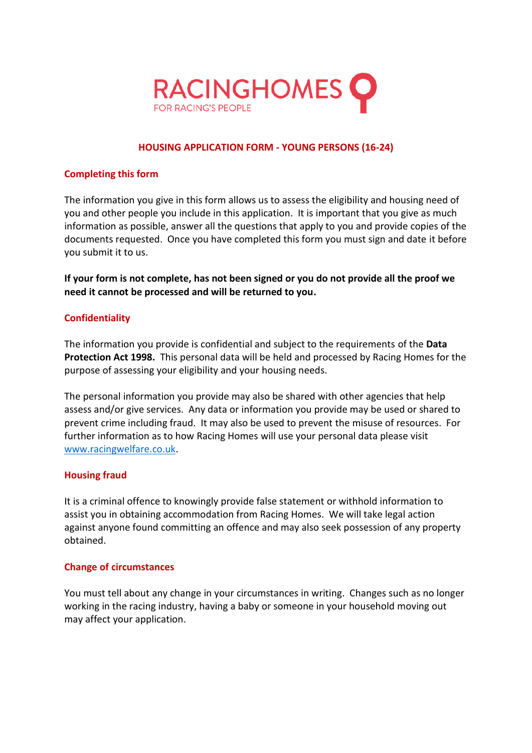RACINGHOMES
FOR RACING'S PEOPLE

# HOUSING APPLICATION FORM - YOUNG PERSONS (16-24)

## Completing this form

The information you give in this form allows us to assess the eligibility and housing need of you and other people you include in this application. It is important that you give as much information as possible, answer all the questions that apply to you and provide copies of the documents requested. Once you have completed this form you must sign and date it before you submit it to us.

**If your form is not complete, has not been signed or you do not provide all the proof we need it cannot be processed and will be returned to you.**

## Confidentiality

The information you provide is confidential and subject to the requirements of the **Data Protection Act 1998.** This personal data will be held and processed by Racing Homes for the purpose of assessing your eligibility and your housing needs.

The personal information you provide may also be shared with other agencies that help assess and/or give services. Any data or information you provide may be used or shared to prevent crime including fraud. It may also be used to prevent the misuse of resources. For further information as to how Racing Homes will use your personal data please visit www.racingwelfare.co.uk.

## Housing fraud

It is a criminal offence to knowingly provide false statement or withhold information to assist you in obtaining accommodation from Racing Homes. We will take legal action against anyone found committing an offence and may also seek possession of any property obtained.

## Change of circumstances

You must tell about any change in your circumstances in writing. Changes such as no longer working in the racing industry, having a baby or someone in your household moving out may affect your application.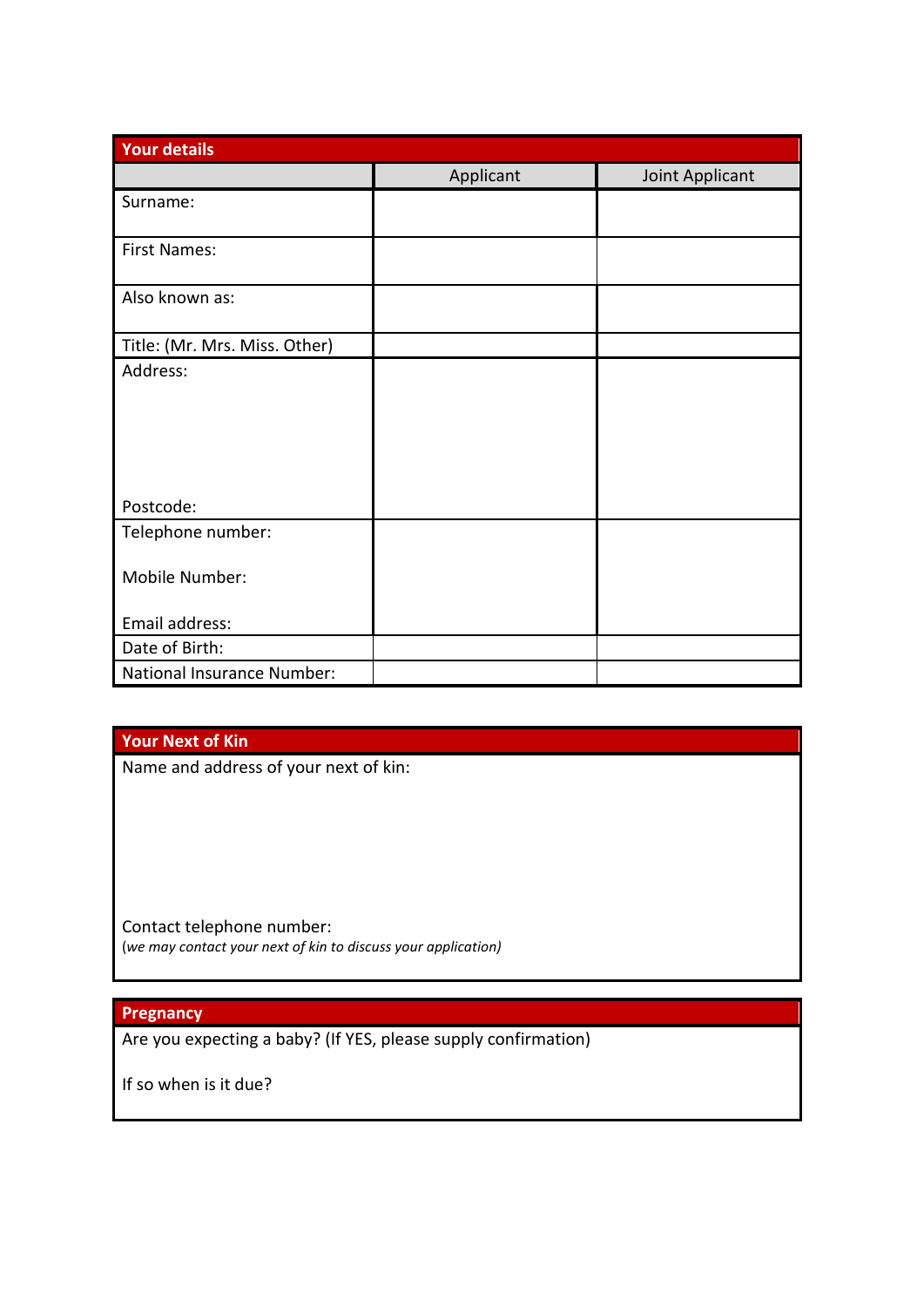## Your details

| | Applicant | Joint Applicant |
|---|---|---|
| Surname: | | |
| First Names: | | |
| Also known as: | | |
| Title: (Mr. Mrs. Miss. Other) | | |
| Address:<br><br><br><br>Postcode: | | |
| Telephone number:<br><br>Mobile Number:<br><br>Email address: | | |
| Date of Birth: | | |
| National Insurance Number: | | |

## Your Next of Kin

Name and address of your next of kin:

Contact telephone number:
(*we may contact your next of kin to discuss your application)*

## Pregnancy

Are you expecting a baby? (If YES, please supply confirmation)

If so when is it due?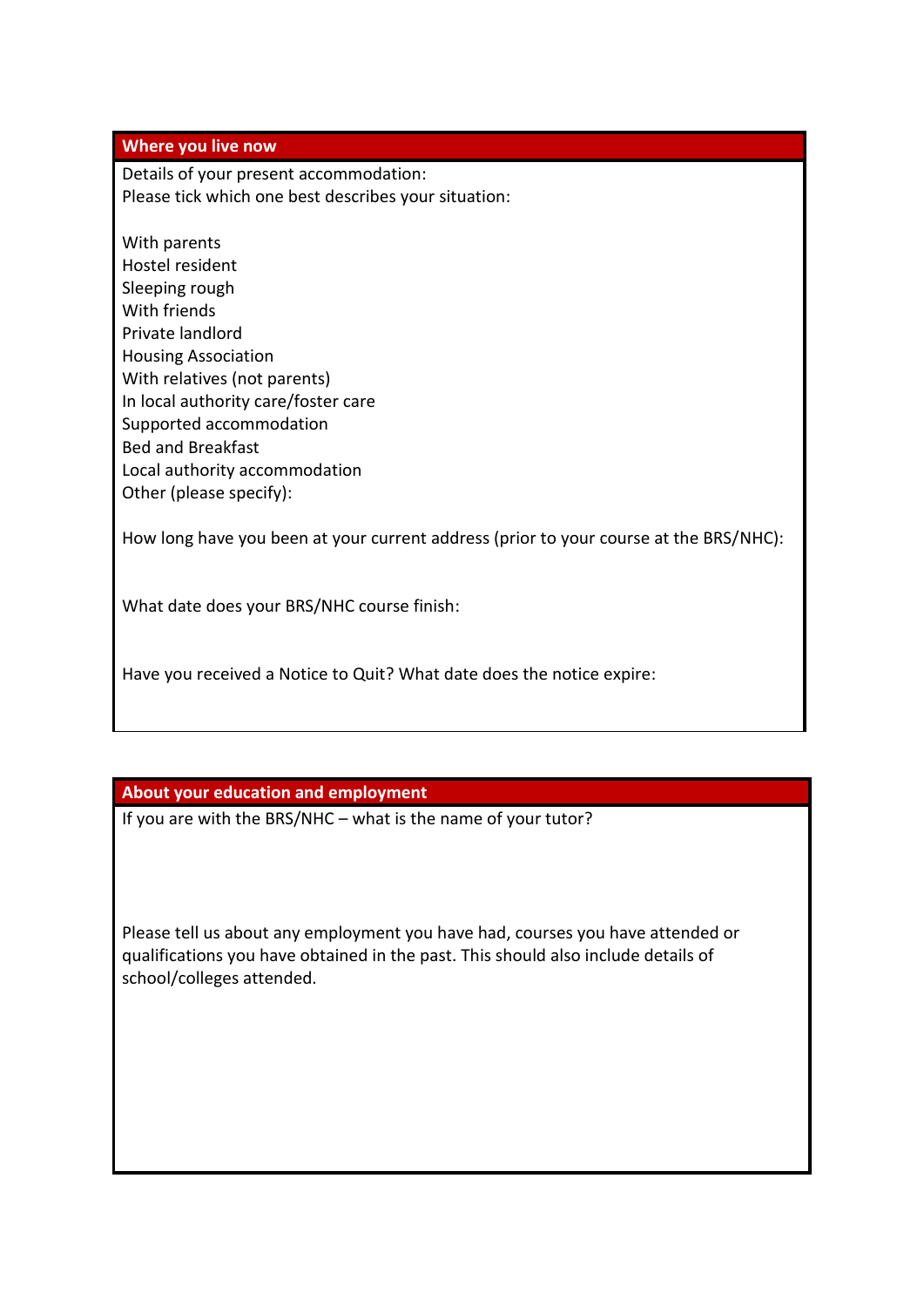## Where you live now

Details of your present accommodation:
Please tick which one best describes your situation:

- With parents
- Hostel resident
- Sleeping rough
- With friends
- Private landlord
- Housing Association
- With relatives (not parents)
- In local authority care/foster care
- Supported accommodation
- Bed and Breakfast
- Local authority accommodation
- Other (please specify):

How long have you been at your current address (prior to your course at the BRS/NHC):

What date does your BRS/NHC course finish:

Have you received a Notice to Quit? What date does the notice expire:

## About your education and employment

If you are with the BRS/NHC – what is the name of your tutor?

Please tell us about any employment you have had, courses you have attended or qualifications you have obtained in the past. This should also include details of school/colleges attended.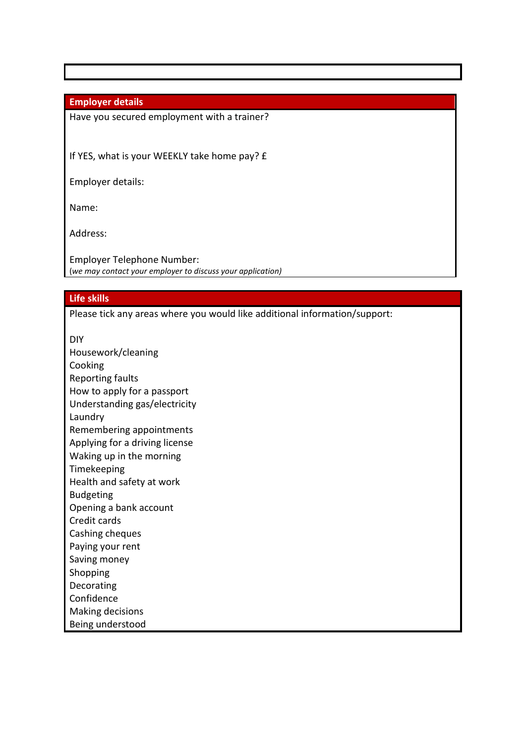## Employer details

Have you secured employment with a trainer?

If YES, what is your WEEKLY take home pay? £

Employer details:

Name:

Address:

Employer Telephone Number:
(*we may contact your employer to discuss your application)*

## Life skills

Please tick any areas where you would like additional information/support:

DIY
Housework/cleaning
Cooking
Reporting faults
How to apply for a passport
Understanding gas/electricity
Laundry
Remembering appointments
Applying for a driving license
Waking up in the morning
Timekeeping
Health and safety at work
Budgeting
Opening a bank account
Credit cards
Cashing cheques
Paying your rent
Saving money
Shopping
Decorating
Confidence
Making decisions
Being understood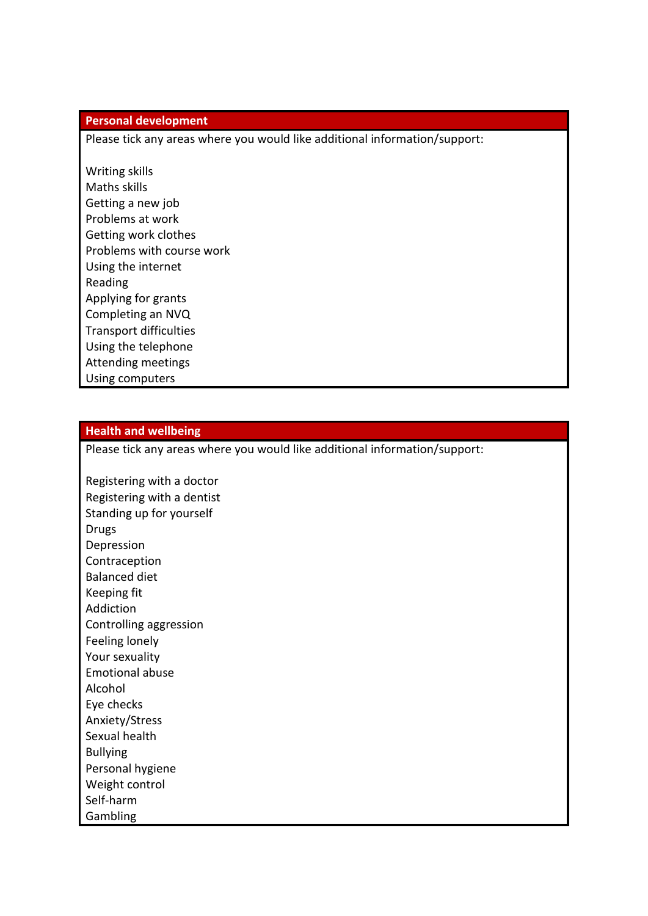## Personal development

Please tick any areas where you would like additional information/support:

- Writing skills
- Maths skills
- Getting a new job
- Problems at work
- Getting work clothes
- Problems with course work
- Using the internet
- Reading
- Applying for grants
- Completing an NVQ
- Transport difficulties
- Using the telephone
- Attending meetings
- Using computers

## Health and wellbeing

Please tick any areas where you would like additional information/support:

- Registering with a doctor
- Registering with a dentist
- Standing up for yourself
- Drugs
- Depression
- Contraception
- Balanced diet
- Keeping fit
- Addiction
- Controlling aggression
- Feeling lonely
- Your sexuality
- Emotional abuse
- Alcohol
- Eye checks
- Anxiety/Stress
- Sexual health
- Bullying
- Personal hygiene
- Weight control
- Self-harm
- Gambling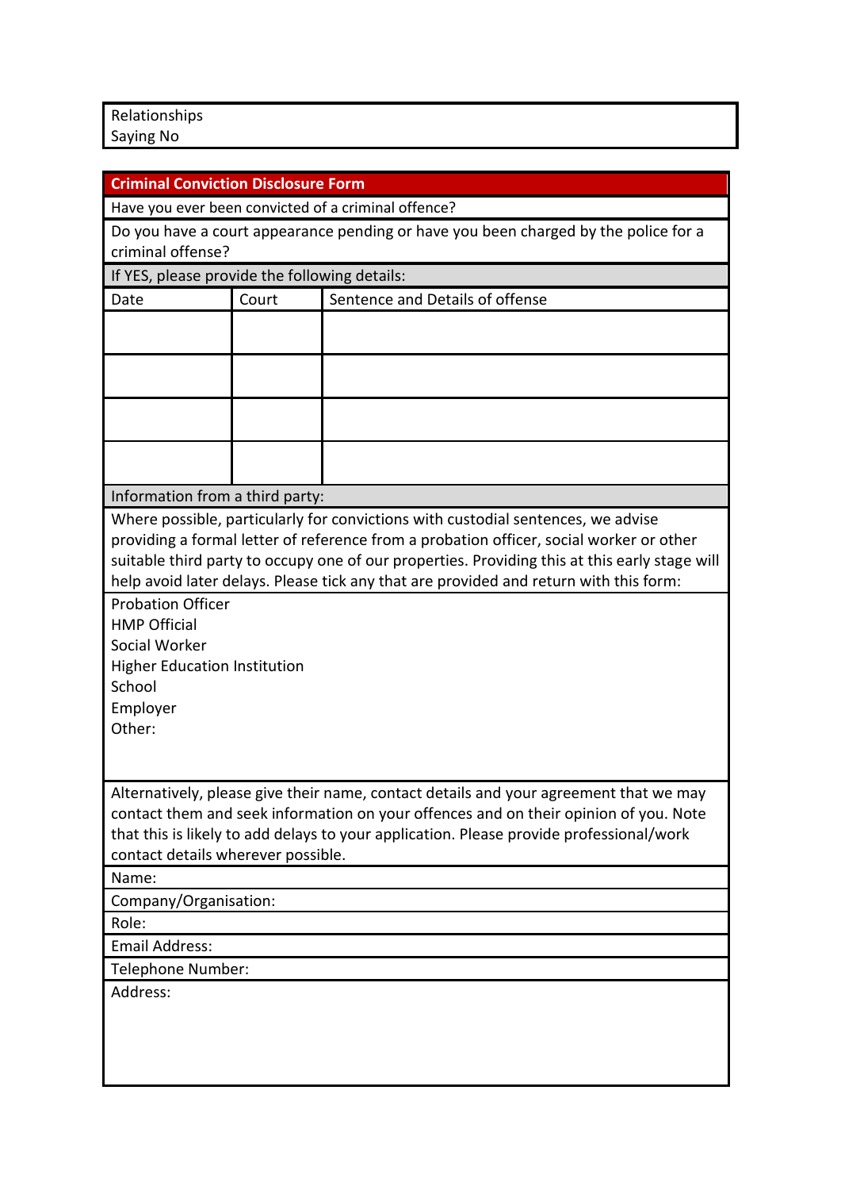Relationships
Saying No

## Criminal Conviction Disclosure Form

Have you ever been convicted of a criminal offence?

Do you have a court appearance pending or have you been charged by the police for a criminal offense?

If YES, please provide the following details:

| Date | Court | Sentence and Details of offense |
|---|---|---|
| | | |
| | | |
| | | |
| | | |

Information from a third party:

Where possible, particularly for convictions with custodial sentences, we advise providing a formal letter of reference from a probation officer, social worker or other suitable third party to occupy one of our properties. Providing this at this early stage will help avoid later delays. Please tick any that are provided and return with this form:

Probation Officer
HMP Official
Social Worker
Higher Education Institution
School
Employer
Other:

Alternatively, please give their name, contact details and your agreement that we may contact them and seek information on your offences and on their opinion of you. Note that this is likely to add delays to your application. Please provide professional/work contact details wherever possible.

Name:

Company/Organisation:

Role:

Email Address:

Telephone Number:

Address: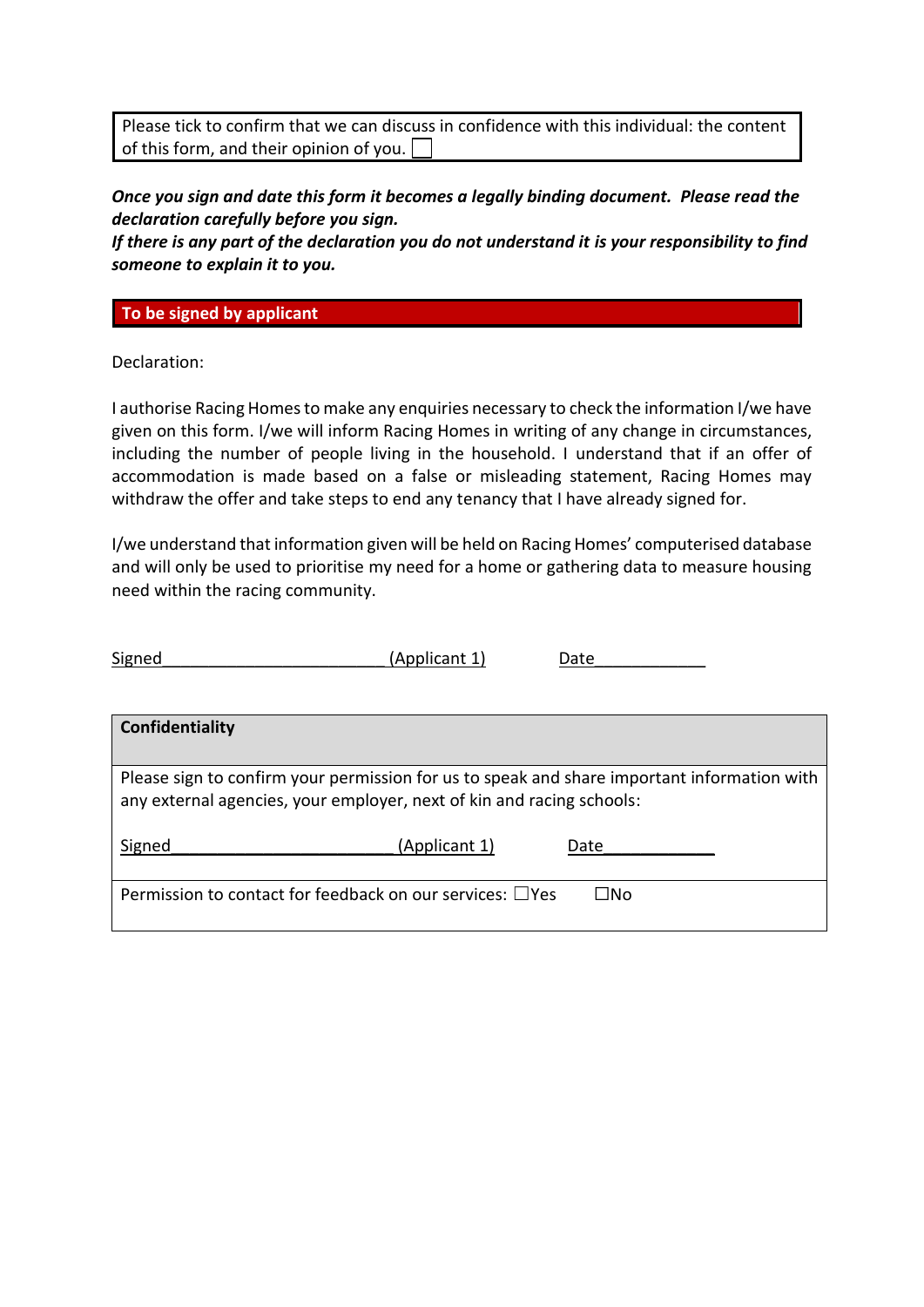| Please tick to confirm that we can discuss in confidence with this individual: the content of this form, and their opinion of you. ☐ |
|---|

***Once you sign and date this form it becomes a legally binding document. Please read the declaration carefully before you sign.***
***If there is any part of the declaration you do not understand it is your responsibility to find someone to explain it to you.***

## To be signed by applicant

Declaration:

I authorise Racing Homes to make any enquiries necessary to check the information I/we have given on this form. I/we will inform Racing Homes in writing of any change in circumstances, including the number of people living in the household. I understand that if an offer of accommodation is made based on a false or misleading statement, Racing Homes may withdraw the offer and take steps to end any tenancy that I have already signed for.

I/we understand that information given will be held on Racing Homes' computerised database and will only be used to prioritise my need for a home or gathering data to measure housing need within the racing community.

Signed________________________ (Applicant 1)          Date____________

| **Confidentiality** |
|---|
| Please sign to confirm your permission for us to speak and share important information with any external agencies, your employer, next of kin and racing schools:<br><br>Signed________________________ (Applicant 1)          Date____________ |
| Permission to contact for feedback on our services: ☐Yes          ☐No |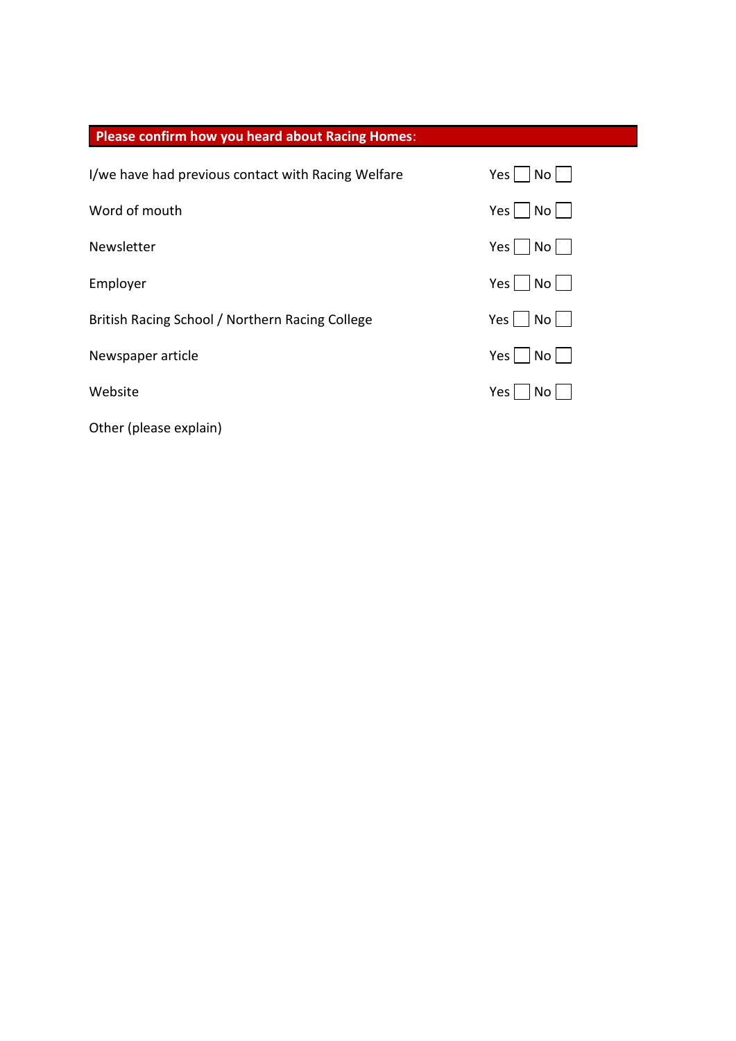## Please confirm how you heard about Racing Homes:

| | |
|---|---|
| I/we have had previous contact with Racing Welfare | Yes ☐ No ☐ |
| Word of mouth | Yes ☐ No ☐ |
| Newsletter | Yes ☐ No ☐ |
| Employer | Yes ☐ No ☐ |
| British Racing School / Northern Racing College | Yes ☐ No ☐ |
| Newspaper article | Yes ☐ No ☐ |
| Website | Yes ☐ No ☐ |

Other (please explain)